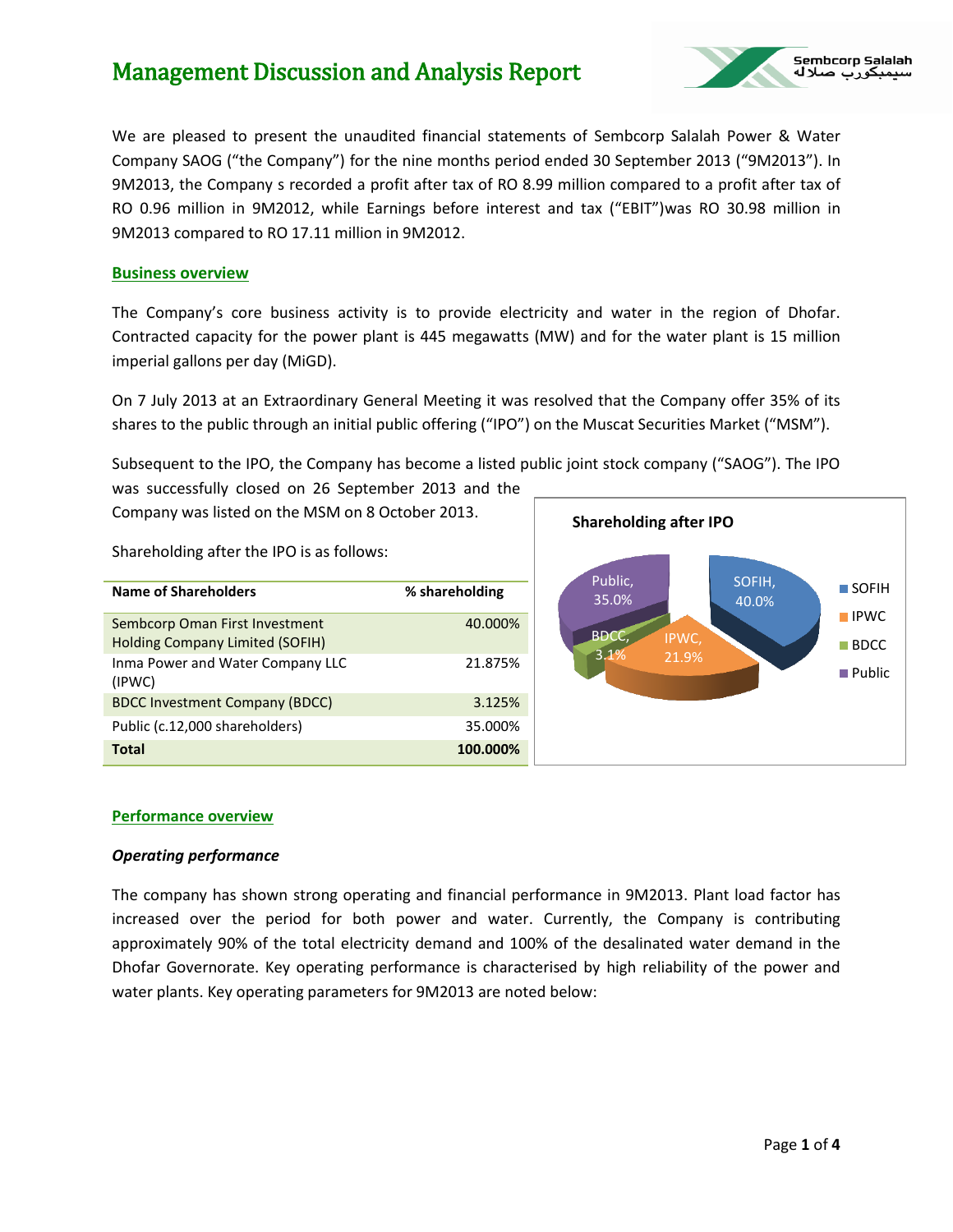# Management Discussion and Analysis Report

We are pleased to present the unaudited financial statements of Sembcorp Salalah Power & Water Company SAOG ("the Company") for the nine months period ended 30 September 2013 ("9M2013"). In 9M2013, the Company s recorded a profit after tax of RO 8.99 million compared to a profit after tax of RO 0.96 million in 9M2012, while Earnings before interest and tax ("EBIT")was RO 30.98 million in 9M2013 compared to RO 17.11 million in 9M2012.

## Business overview

The Company's core business activity is to provide electricity and water in the region of Dhofar. Contracted capacity for the power plant is 445 megawatts (MW) and for the water plant is 15 million imperial gallons per day (MiGD).

On 7 July 2013 at an Extraordinary General Meeting it was resolved that the Company offer 35% of its shares to the public through an initial public offering ("IPO") on the Muscat Securities Market ("MSM").

Subsequent to the IPO, the Company has become a listed public joint stock company ("SAOG"). The IPO was successfully closed on 26 September 2013 and the Company was listed on the MSM on 8 October 2013.

Shareholding after the IPO is as follows:

| Name of Shareholders | % shareholding |
|---|---|
| Sembcorp Oman First Investment Holding Company Limited (SOFIH) | 40.000% |
| Inma Power and Water Company LLC (IPWC) | 21.875% |
| BDCC Investment Company (BDCC) | 3.125% |
| Public (c.12,000 shareholders) | 35.000% |
| **Total** | **100.000%** |

**Shareholding after IPO**

| Shareholder | % |
|---|---|
| SOFIH | 40.0% |
| IPWC | 21.9% |
| BDCC | 3.1% |
| Public | 35.0% |

## Performance overview

### *Operating performance*

The company has shown strong operating and financial performance in 9M2013. Plant load factor has increased over the period for both power and water. Currently, the Company is contributing approximately 90% of the total electricity demand and 100% of the desalinated water demand in the Dhofar Governorate. Key operating performance is characterised by high reliability of the power and water plants. Key operating parameters for 9M2013 are noted below: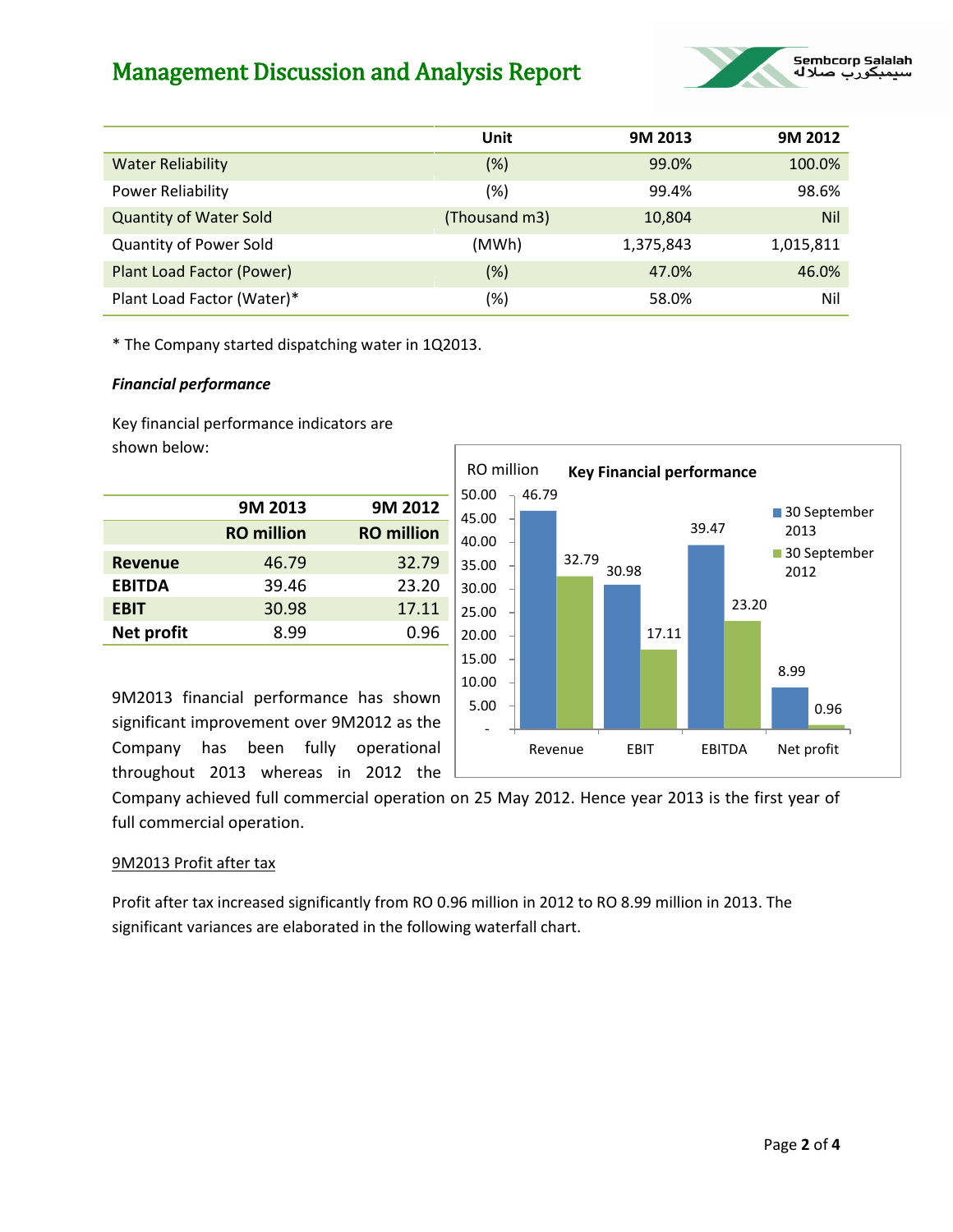# Management Discussion and Analysis Report

| | Unit | 9M 2013 | 9M 2012 |
|---|---|---|---|
| Water Reliability | (%) | 99.0% | 100.0% |
| Power Reliability | (%) | 99.4% | 98.6% |
| Quantity of Water Sold | (Thousand m3) | 10,804 | Nil |
| Quantity of Power Sold | (MWh) | 1,375,843 | 1,015,811 |
| Plant Load Factor (Power) | (%) | 47.0% | 46.0% |
| Plant Load Factor (Water)* | (%) | 58.0% | Nil |

* The Company started dispatching water in 1Q2013.

***Financial performance***

Key financial performance indicators are shown below:

| | 9M 2013 | 9M 2012 |
|---|---|---|
| | **RO million** | **RO million** |
| **Revenue** | 46.79 | 32.79 |
| **EBITDA** | 39.46 | 23.20 |
| **EBIT** | 30.98 | 17.11 |
| **Net profit** | 8.99 | 0.96 |

**Key Financial performance** (RO million)

| | 30 September 2013 | 30 September 2012 |
|---|---|---|
| Revenue | 46.79 | 32.79 |
| EBIT | 30.98 | 17.11 |
| EBITDA | 39.47 | 23.20 |
| Net profit | 8.99 | 0.96 |

9M2013 financial performance has shown significant improvement over 9M2012 as the Company has been fully operational throughout 2013 whereas in 2012 the Company achieved full commercial operation on 25 May 2012. Hence year 2013 is the first year of full commercial operation.

<u>9M2013 Profit after tax</u>

Profit after tax increased significantly from RO 0.96 million in 2012 to RO 8.99 million in 2013. The significant variances are elaborated in the following waterfall chart.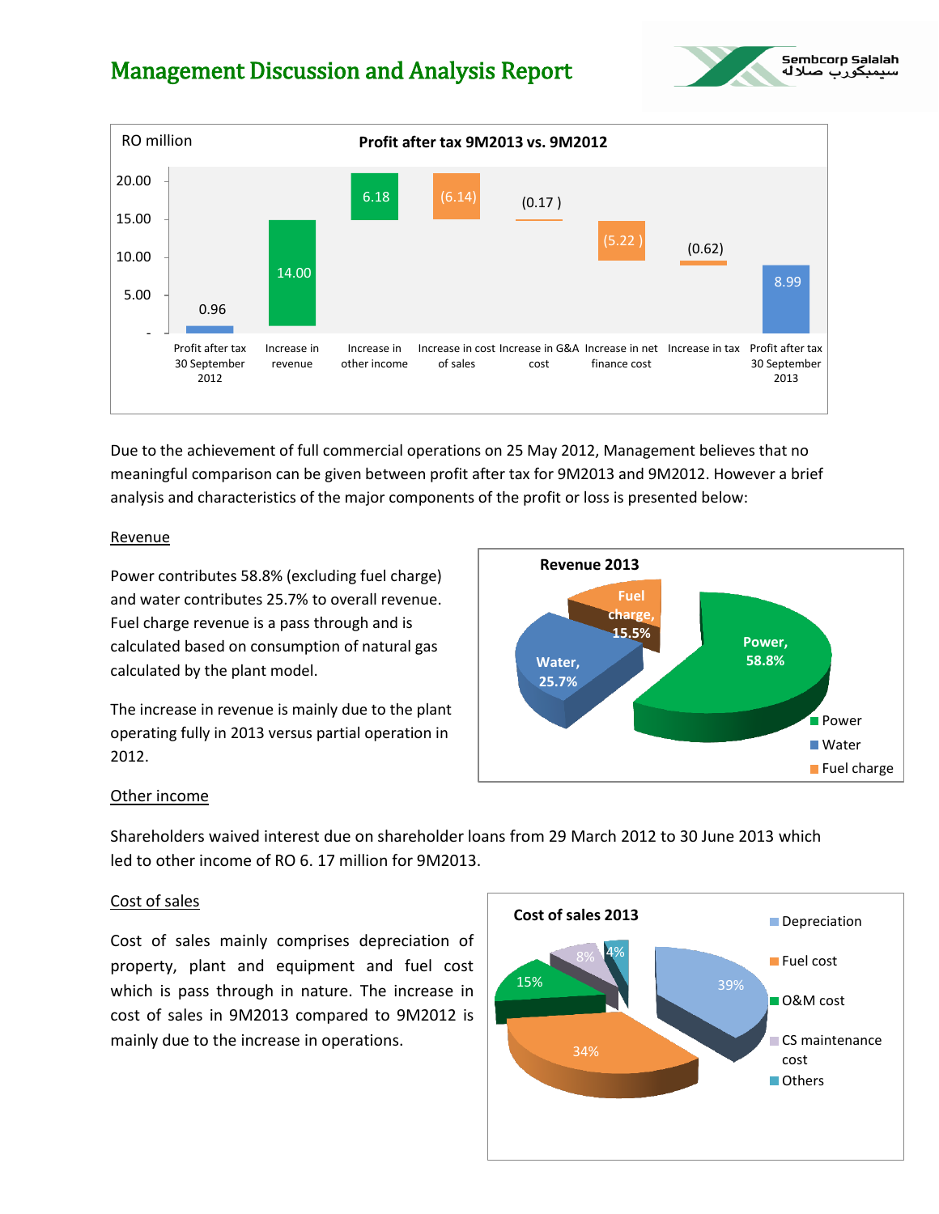# Management Discussion and Analysis Report

**Profit after tax 9M2013 vs. 9M2012**

RO million

| | RO million |
|---|---|
| Profit after tax 30 September 2012 | 0.96 |
| Increase in revenue | 14.00 |
| Increase in other income | 6.18 |
| Increase in cost of sales | (6.14) |
| Increase in G&A cost | (0.17 ) |
| Increase in net finance cost | (5.22 ) |
| Increase in tax | (0.62) |
| Profit after tax 30 September 2013 | 8.99 |

Due to the achievement of full commercial operations on 25 May 2012, Management believes that no meaningful comparison can be given between profit after tax for 9M2013 and 9M2012. However a brief analysis and characteristics of the major components of the profit or loss is presented below:

## Revenue

Power contributes 58.8% (excluding fuel charge) and water contributes 25.7% to overall revenue. Fuel charge revenue is a pass through and is calculated based on consumption of natural gas calculated by the plant model.

The increase in revenue is mainly due to the plant operating fully in 2013 versus partial operation in 2012.

**Revenue 2013**

| Component | Share |
|---|---|
| Power | 58.8% |
| Water | 25.7% |
| Fuel charge | 15.5% |

## Other income

Shareholders waived interest due on shareholder loans from 29 March 2012 to 30 June 2013 which led to other income of RO 6. 17 million for 9M2013.

## Cost of sales

Cost of sales mainly comprises depreciation of property, plant and equipment and fuel cost which is pass through in nature. The increase in cost of sales in 9M2013 compared to 9M2012 is mainly due to the increase in operations.

**Cost of sales 2013**

| Component | Share |
|---|---|
| Depreciation | 39% |
| Fuel cost | 34% |
| O&M cost | 15% |
| CS maintenance cost | 8% |
| Others | 4% |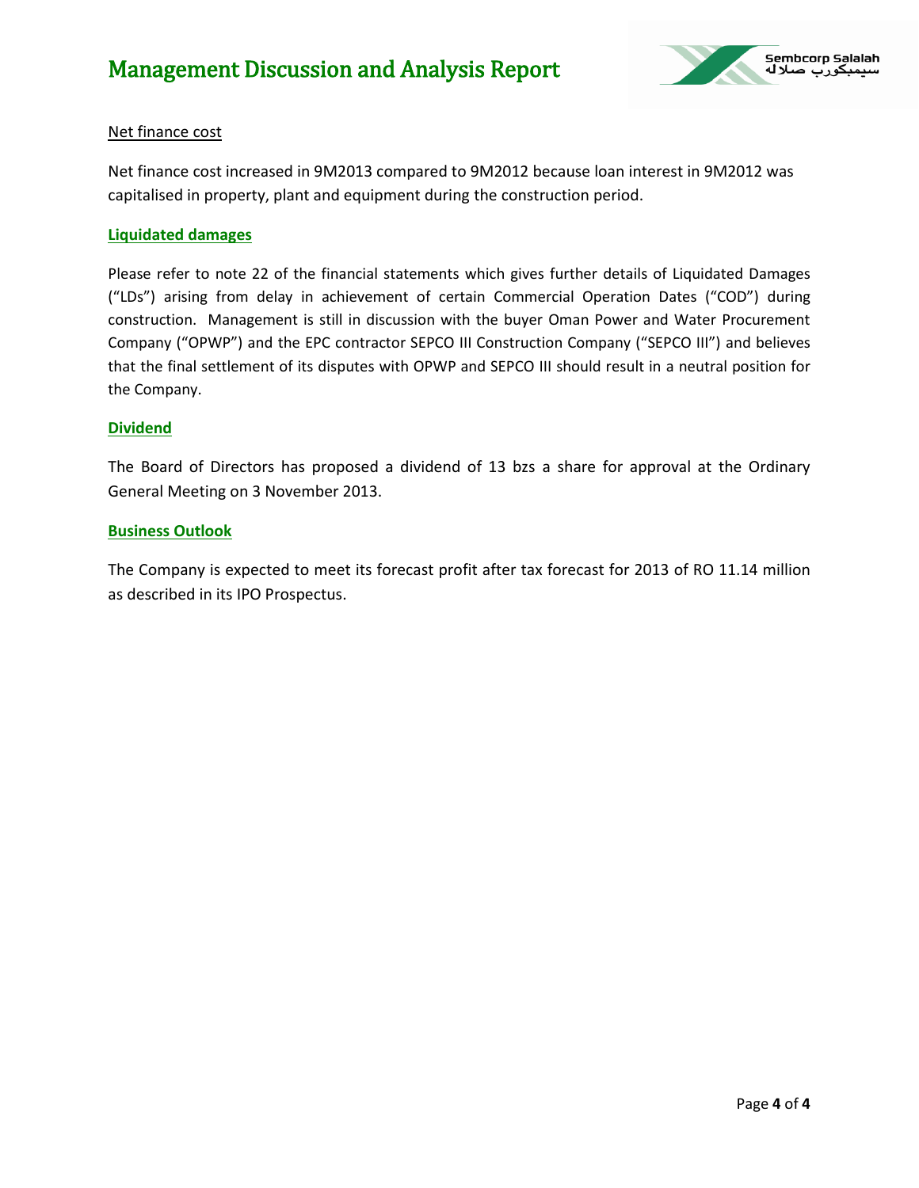Net finance cost

Net finance cost increased in 9M2013 compared to 9M2012 because loan interest in 9M2012 was capitalised in property, plant and equipment during the construction period.

## Liquidated damages

Please refer to note 22 of the financial statements which gives further details of Liquidated Damages ("LDs") arising from delay in achievement of certain Commercial Operation Dates ("COD") during construction. Management is still in discussion with the buyer Oman Power and Water Procurement Company ("OPWP") and the EPC contractor SEPCO III Construction Company ("SEPCO III") and believes that the final settlement of its disputes with OPWP and SEPCO III should result in a neutral position for the Company.

## Dividend

The Board of Directors has proposed a dividend of 13 bzs a share for approval at the Ordinary General Meeting on 3 November 2013.

## Business Outlook

The Company is expected to meet its forecast profit after tax forecast for 2013 of RO 11.14 million as described in its IPO Prospectus.